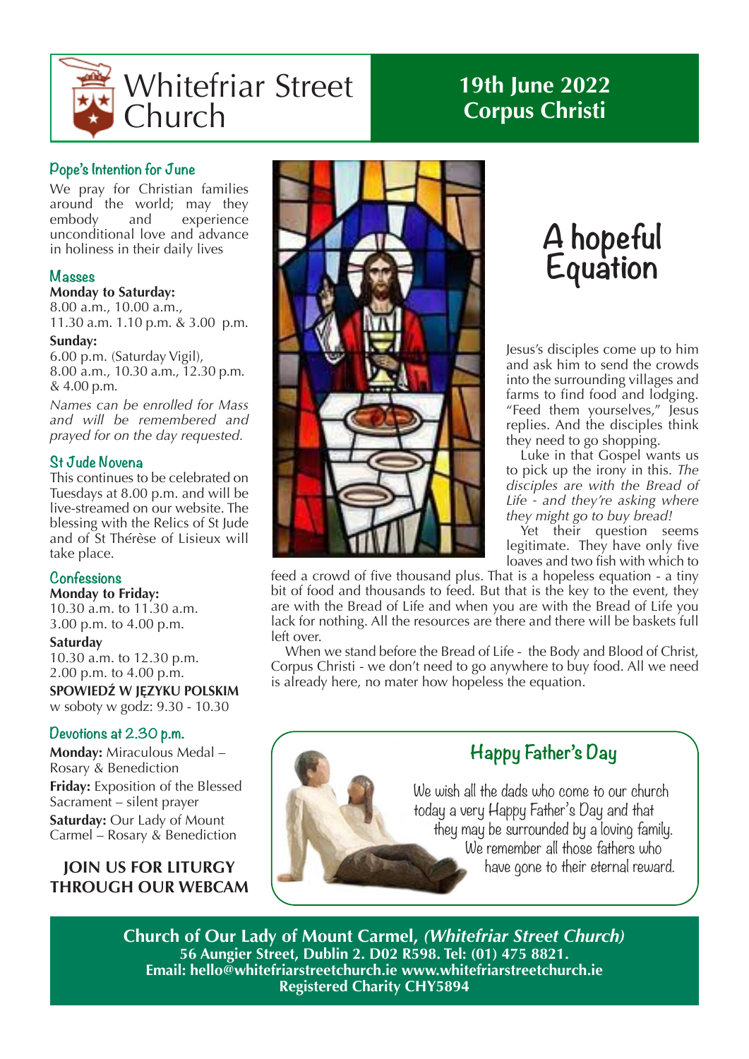# Whitefriar Street Church

## 19th June 2022
## Corpus Christi

### Pope's Intention for June

We pray for Christian families around the world; may they embody and experience unconditional love and advance in holiness in their daily lives

### Masses

**Monday to Saturday:**
8.00 a.m., 10.00 a.m.,
11.30 a.m. 1.10 p.m. & 3.00 p.m.

**Sunday:**
6.00 p.m. (Saturday Vigil),
8.00 a.m., 10.30 a.m., 12.30 p.m.
& 4.00 p.m.

*Names can be enrolled for Mass and will be remembered and prayed for on the day requested.*

### St Jude Novena

This continues to be celebrated on Tuesdays at 8.00 p.m. and will be live-streamed on our website. The blessing with the Relics of St Jude and of St Thérèse of Lisieux will take place.

### Confessions

**Monday to Friday:**
10.30 a.m. to 11.30 a.m.
3.00 p.m. to 4.00 p.m.

**Saturday**
10.30 a.m. to 12.30 p.m.
2.00 p.m. to 4.00 p.m.

**SPOWIEDŹ W JĘZYKU POLSKIM**
w soboty w godz: 9.30 - 10.30

### Devotions at 2.30 p.m.

**Monday:** Miraculous Medal – Rosary & Benediction

**Friday:** Exposition of the Blessed Sacrament – silent prayer

**Saturday:** Our Lady of Mount Carmel – Rosary & Benediction

**JOIN US FOR LITURGY THROUGH OUR WEBCAM**

## A hopeful Equation

Jesus's disciples come up to him and ask him to send the crowds into the surrounding villages and farms to find food and lodging. "Feed them yourselves," Jesus replies. And the disciples think they need to go shopping.

Luke in that Gospel wants us to pick up the irony in this. *The disciples are with the Bread of Life - and they're asking where they might go to buy bread!*

Yet their question seems legitimate. They have only five loaves and two fish with which to feed a crowd of five thousand plus. That is a hopeless equation - a tiny bit of food and thousands to feed. But that is the key to the event, they are with the Bread of Life and when you are with the Bread of Life you lack for nothing. All the resources are there and there will be baskets full left over.

When we stand before the Bread of Life - the Body and Blood of Christ, Corpus Christi - we don't need to go anywhere to buy food. All we need is already here, no mater how hopeless the equation.

### Happy Father's Day

We wish all the dads who come to our church today a very Happy Father's Day and that they may be surrounded by a loving family. We remember all those fathers who have gone to their eternal reward.

**Church of Our Lady of Mount Carmel, *(Whitefriar Street Church)***
**56 Aungier Street, Dublin 2. D02 R598. Tel: (01) 475 8821.**
**Email: hello@whitefriarstreetchurch.ie www.whitefriarstreetchurch.ie**
**Registered Charity CHY5894**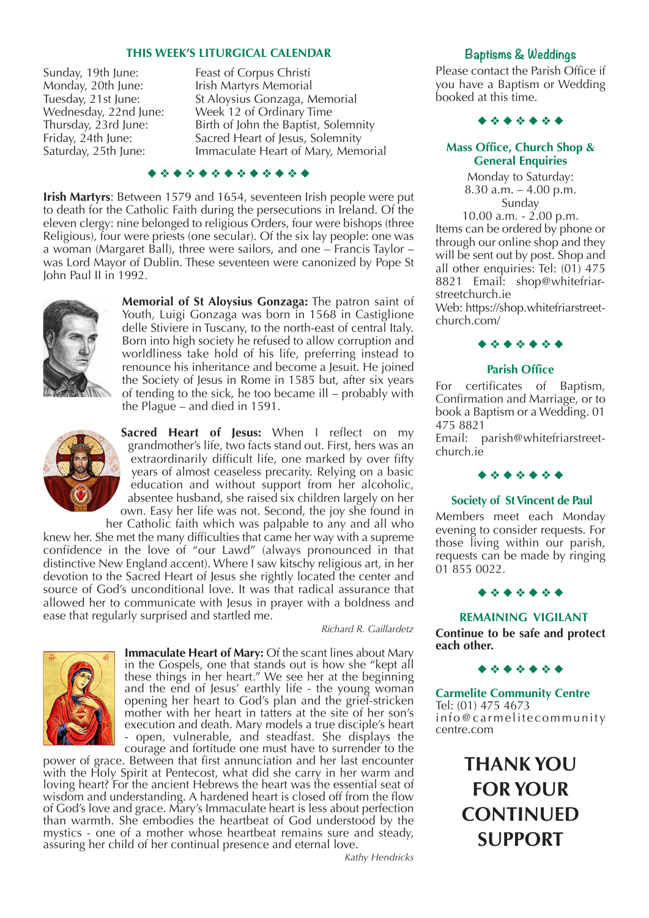## THIS WEEK'S LITURGICAL CALENDAR

| | |
|---|---|
| Sunday, 19th June: | Feast of Corpus Christi |
| Monday, 20th June: | Irish Martyrs Memorial |
| Tuesday, 21st June: | St Aloysius Gonzaga, Memorial |
| Wednesday, 22nd June: | Week 12 of Ordinary Time |
| Thursday, 23rd June: | Birth of John the Baptist, Solemnity |
| Friday, 24th June: | Sacred Heart of Jesus, Solemnity |
| Saturday, 25th June: | Immaculate Heart of Mary, Memorial |

**Irish Martyrs**: Between 1579 and 1654, seventeen Irish people were put to death for the Catholic Faith during the persecutions in Ireland. Of the eleven clergy: nine belonged to religious Orders, four were bishops (three Religious), four were priests (one secular). Of the six lay people: one was a woman (Margaret Ball), three were sailors, and one – Francis Taylor – was Lord Mayor of Dublin. These seventeen were canonized by Pope St John Paul II in 1992.

**Memorial of St Aloysius Gonzaga:** The patron saint of Youth, Luigi Gonzaga was born in 1568 in Castiglione delle Stiviere in Tuscany, to the north-east of central Italy. Born into high society he refused to allow corruption and worldliness take hold of his life, preferring instead to renounce his inheritance and become a Jesuit. He joined the Society of Jesus in Rome in 1585 but, after six years of tending to the sick, he too became ill – probably with the Plague – and died in 1591.

**Sacred Heart of Jesus:** When I reflect on my grandmother's life, two facts stand out. First, hers was an extraordinarily difficult life, one marked by over fifty years of almost ceaseless precarity. Relying on a basic education and without support from her alcoholic, absentee husband, she raised six children largely on her own. Easy her life was not. Second, the joy she found in her Catholic faith which was palpable to any and all who knew her. She met the many difficulties that came her way with a supreme confidence in the love of "our Lawd" (always pronounced in that distinctive New England accent). Where I saw kitschy religious art, in her devotion to the Sacred Heart of Jesus she rightly located the center and source of God's unconditional love. It was that radical assurance that allowed her to communicate with Jesus in prayer with a boldness and ease that regularly surprised and startled me.

*Richard R. Gaillardetz*

**Immaculate Heart of Mary:** Of the scant lines about Mary in the Gospels, one that stands out is how she "kept all these things in her heart." We see her at the beginning and the end of Jesus' earthly life - the young woman opening her heart to God's plan and the grief-stricken mother with her heart in tatters at the site of her son's execution and death. Mary models a true disciple's heart - open, vulnerable, and steadfast. She displays the courage and fortitude one must have to surrender to the power of grace. Between that first annunciation and her last encounter with the Holy Spirit at Pentecost, what did she carry in her warm and loving heart? For the ancient Hebrews the heart was the essential seat of wisdom and understanding. A hardened heart is closed off from the flow of God's love and grace. Mary's Immaculate heart is less about perfection than warmth. She embodies the heartbeat of God understood by the mystics - one of a mother whose heartbeat remains sure and steady, assuring her child of her continual presence and eternal love.

*Kathy Hendricks*

## Baptisms & Weddings

Please contact the Parish Office if you have a Baptism or Wedding booked at this time.

## Mass Office, Church Shop & General Enquiries

Monday to Saturday:
8.30 a.m. – 4.00 p.m.
Sunday
10.00 a.m. - 2.00 p.m.

Items can be ordered by phone or through our online shop and they will be sent out by post. Shop and all other enquiries: Tel: (01) 475 8821 Email: shop@whitefriarstreetchurch.ie
Web: https://shop.whitefriarstreetchurch.com/

## Parish Office

For certificates of Baptism, Confirmation and Marriage, or to book a Baptism or a Wedding. 01 475 8821
Email: parish@whitefriarstreetchurch.ie

## Society of St Vincent de Paul

Members meet each Monday evening to consider requests. For those living within our parish, requests can be made by ringing 01 855 0022.

## REMAINING VIGILANT

**Continue to be safe and protect each other.**

## Carmelite Community Centre

Tel: (01) 475 4673
info@carmelitecommunitycentre.com

# THANK YOU FOR YOUR CONTINUED SUPPORT